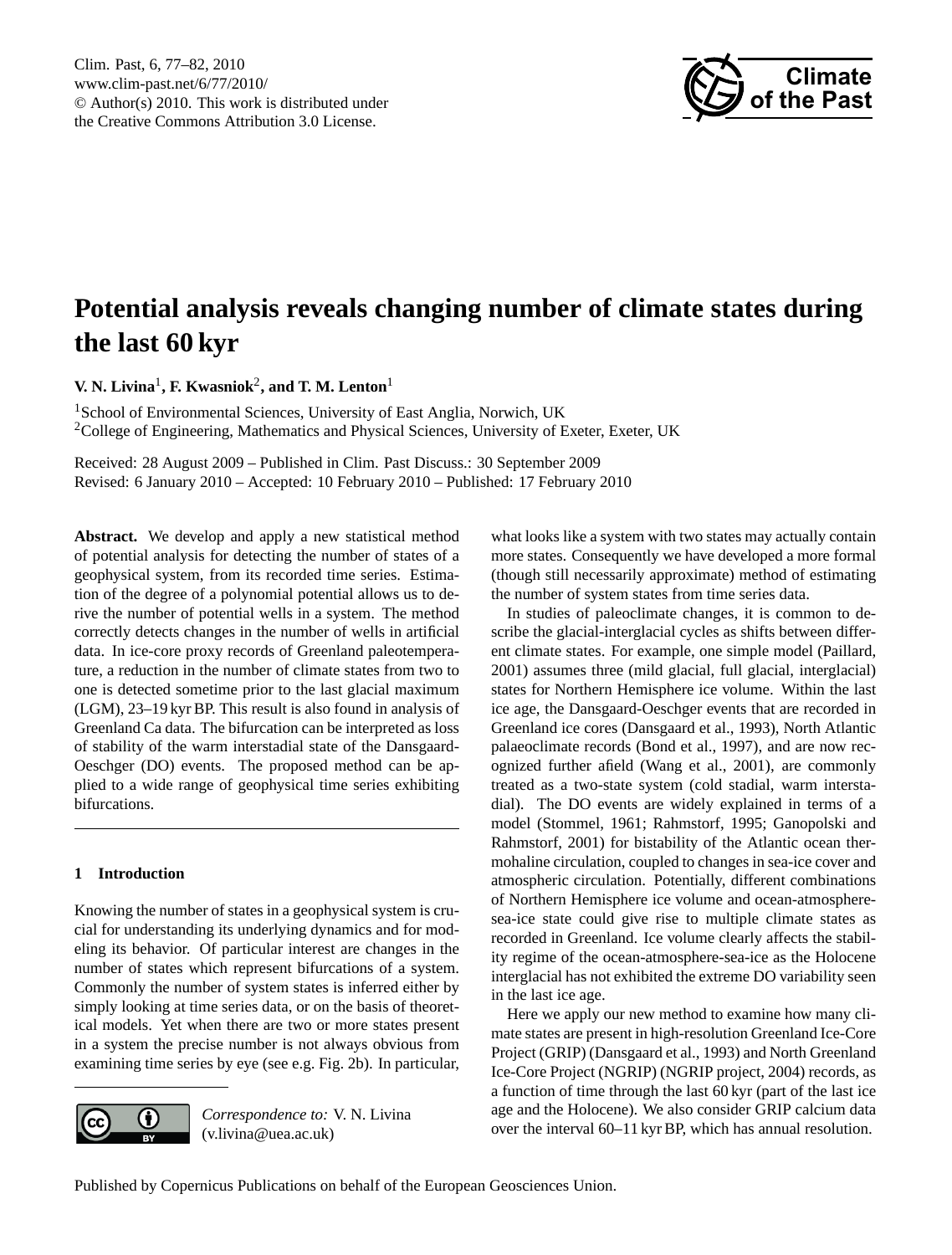# Potential analysis reveals changing number of climate states during the last 60 kyr

**V. N. Livina**[1], **F. Kwasniok**[2], **and T. M. Lenton**[1]

[1]School of Environmental Sciences, University of East Anglia, Norwich, UK
[2]College of Engineering, Mathematics and Physical Sciences, University of Exeter, Exeter, UK

Received: 28 August 2009 – Published in Clim. Past Discuss.: 30 September 2009
Revised: 6 January 2010 – Accepted: 10 February 2010 – Published: 17 February 2010

**Abstract.** We develop and apply a new statistical method of potential analysis for detecting the number of states of a geophysical system, from its recorded time series. Estimation of the degree of a polynomial potential allows us to derive the number of potential wells in a system. The method correctly detects changes in the number of wells in artificial data. In ice-core proxy records of Greenland paleotemperature, a reduction in the number of climate states from two to one is detected sometime prior to the last glacial maximum (LGM), 23–19 kyr BP. This result is also found in analysis of Greenland Ca data. The bifurcation can be interpreted as loss of stability of the warm interstadial state of the Dansgaard-Oeschger (DO) events. The proposed method can be applied to a wide range of geophysical time series exhibiting bifurcations.

## 1 Introduction

Knowing the number of states in a geophysical system is crucial for understanding its underlying dynamics and for modeling its behavior. Of particular interest are changes in the number of states which represent bifurcations of a system. Commonly the number of system states is inferred either by simply looking at time series data, or on the basis of theoretical models. Yet when there are two or more states present in a system the precise number is not always obvious from examining time series by eye (see e.g. Fig. 2b). In particular, what looks like a system with two states may actually contain more states. Consequently we have developed a more formal (though still necessarily approximate) method of estimating the number of system states from time series data.

In studies of paleoclimate changes, it is common to describe the glacial-interglacial cycles as shifts between different climate states. For example, one simple model (Paillard, 2001) assumes three (mild glacial, full glacial, interglacial) states for Northern Hemisphere ice volume. Within the last ice age, the Dansgaard-Oeschger events that are recorded in Greenland ice cores (Dansgaard et al., 1993), North Atlantic palaeoclimate records (Bond et al., 1997), and are now recognized further afield (Wang et al., 2001), are commonly treated as a two-state system (cold stadial, warm interstadial). The DO events are widely explained in terms of a model (Stommel, 1961; Rahmstorf, 1995; Ganopolski and Rahmstorf, 2001) for bistability of the Atlantic ocean thermohaline circulation, coupled to changes in sea-ice cover and atmospheric circulation. Potentially, different combinations of Northern Hemisphere ice volume and ocean-atmosphere-sea-ice state could give rise to multiple climate states as recorded in Greenland. Ice volume clearly affects the stability regime of the ocean-atmosphere-sea-ice as the Holocene interglacial has not exhibited the extreme DO variability seen in the last ice age.

Here we apply our new method to examine how many climate states are present in high-resolution Greenland Ice-Core Project (GRIP) (Dansgaard et al., 1993) and North Greenland Ice-Core Project (NGRIP) (NGRIP project, 2004) records, as a function of time through the last 60 kyr (part of the last ice age and the Holocene). We also consider GRIP calcium data over the interval 60–11 kyr BP, which has annual resolution.

*Correspondence to:* V. N. Livina
(v.livina@uea.ac.uk)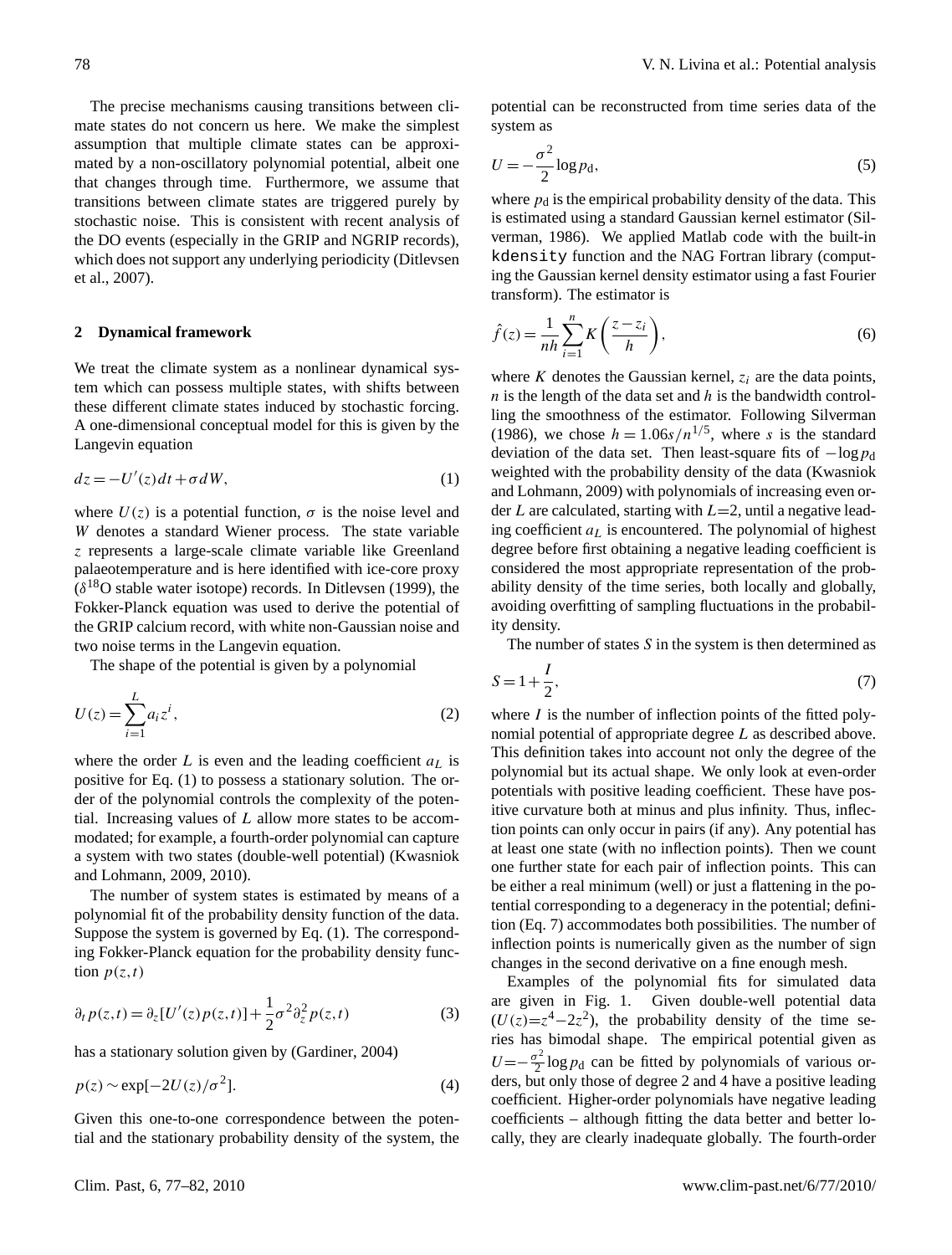The precise mechanisms causing transitions between climate states do not concern us here. We make the simplest assumption that multiple climate states can be approximated by a non-oscillatory polynomial potential, albeit one that changes through time. Furthermore, we assume that transitions between climate states are triggered purely by stochastic noise. This is consistent with recent analysis of the DO events (especially in the GRIP and NGRIP records), which does not support any underlying periodicity (Ditlevsen et al., 2007).

## 2 Dynamical framework

We treat the climate system as a nonlinear dynamical system which can possess multiple states, with shifts between these different climate states induced by stochastic forcing. A one-dimensional conceptual model for this is given by the Langevin equation

$$dz = -U'(z)dt + \sigma dW, \tag{1}$$

where $U(z)$ is a potential function, $\sigma$ is the noise level and $W$ denotes a standard Wiener process. The state variable $z$ represents a large-scale climate variable like Greenland palaeotemperature and is here identified with ice-core proxy ($\delta^{18}$O stable water isotope) records. In Ditlevsen (1999), the Fokker-Planck equation was used to derive the potential of the GRIP calcium record, with white non-Gaussian noise and two noise terms in the Langevin equation.

The shape of the potential is given by a polynomial

$$U(z) = \sum_{i=1}^{L} a_i z^i, \tag{2}$$

where the order $L$ is even and the leading coefficient $a_L$ is positive for Eq. (1) to possess a stationary solution. The order of the polynomial controls the complexity of the potential. Increasing values of $L$ allow more states to be accommodated; for example, a fourth-order polynomial can capture a system with two states (double-well potential) (Kwasniok and Lohmann, 2009, 2010).

The number of system states is estimated by means of a polynomial fit of the probability density function of the data. Suppose the system is governed by Eq. (1). The corresponding Fokker-Planck equation for the probability density function $p(z,t)$

$$\partial_t p(z,t) = \partial_z [U'(z) p(z,t)] + \frac{1}{2}\sigma^2 \partial_z^2 p(z,t) \tag{3}$$

has a stationary solution given by (Gardiner, 2004)

$$p(z) \sim \exp[-2U(z)/\sigma^2]. \tag{4}$$

Given this one-to-one correspondence between the potential and the stationary probability density of the system, the potential can be reconstructed from time series data of the system as

$$U = -\frac{\sigma^2}{2} \log p_{\mathrm{d}}, \tag{5}$$

where $p_{\mathrm{d}}$ is the empirical probability density of the data. This is estimated using a standard Gaussian kernel estimator (Silverman, 1986). We applied Matlab code with the built-in `kdensity` function and the NAG Fortran library (computing the Gaussian kernel density estimator using a fast Fourier transform). The estimator is

$$\hat{f}(z) = \frac{1}{nh} \sum_{i=1}^{n} K\left(\frac{z - z_i}{h}\right), \tag{6}$$

where $K$ denotes the Gaussian kernel, $z_i$ are the data points, $n$ is the length of the data set and $h$ is the bandwidth controlling the smoothness of the estimator. Following Silverman (1986), we chose $h = 1.06s/n^{1/5}$, where $s$ is the standard deviation of the data set. Then least-square fits of $-\log p_{\mathrm{d}}$ weighted with the probability density of the data (Kwasniok and Lohmann, 2009) with polynomials of increasing even order $L$ are calculated, starting with $L$=2, until a negative leading coefficient $a_L$ is encountered. The polynomial of highest degree before first obtaining a negative leading coefficient is considered the most appropriate representation of the probability density of the time series, both locally and globally, avoiding overfitting of sampling fluctuations in the probability density.

The number of states $S$ in the system is then determined as

$$S = 1 + \frac{I}{2}, \tag{7}$$

where $I$ is the number of inflection points of the fitted polynomial potential of appropriate degree $L$ as described above. This definition takes into account not only the degree of the polynomial but its actual shape. We only look at even-order potentials with positive leading coefficient. These have positive curvature both at minus and plus infinity. Thus, inflection points can only occur in pairs (if any). Any potential has at least one state (with no inflection points). Then we count one further state for each pair of inflection points. This can be either a real minimum (well) or just a flattening in the potential corresponding to a degeneracy in the potential; definition (Eq. 7) accommodates both possibilities. The number of inflection points is numerically given as the number of sign changes in the second derivative on a fine enough mesh.

Examples of the polynomial fits for simulated data are given in Fig. 1. Given double-well potential data ($U(z)$=$z^4$−$2z^2$), the probability density of the time series has bimodal shape. The empirical potential given as $U$=$-\frac{\sigma^2}{2}\log p_{\mathrm{d}}$ can be fitted by polynomials of various orders, but only those of degree 2 and 4 have a positive leading coefficient. Higher-order polynomials have negative leading coefficients – although fitting the data better and better locally, they are clearly inadequate globally. The fourth-order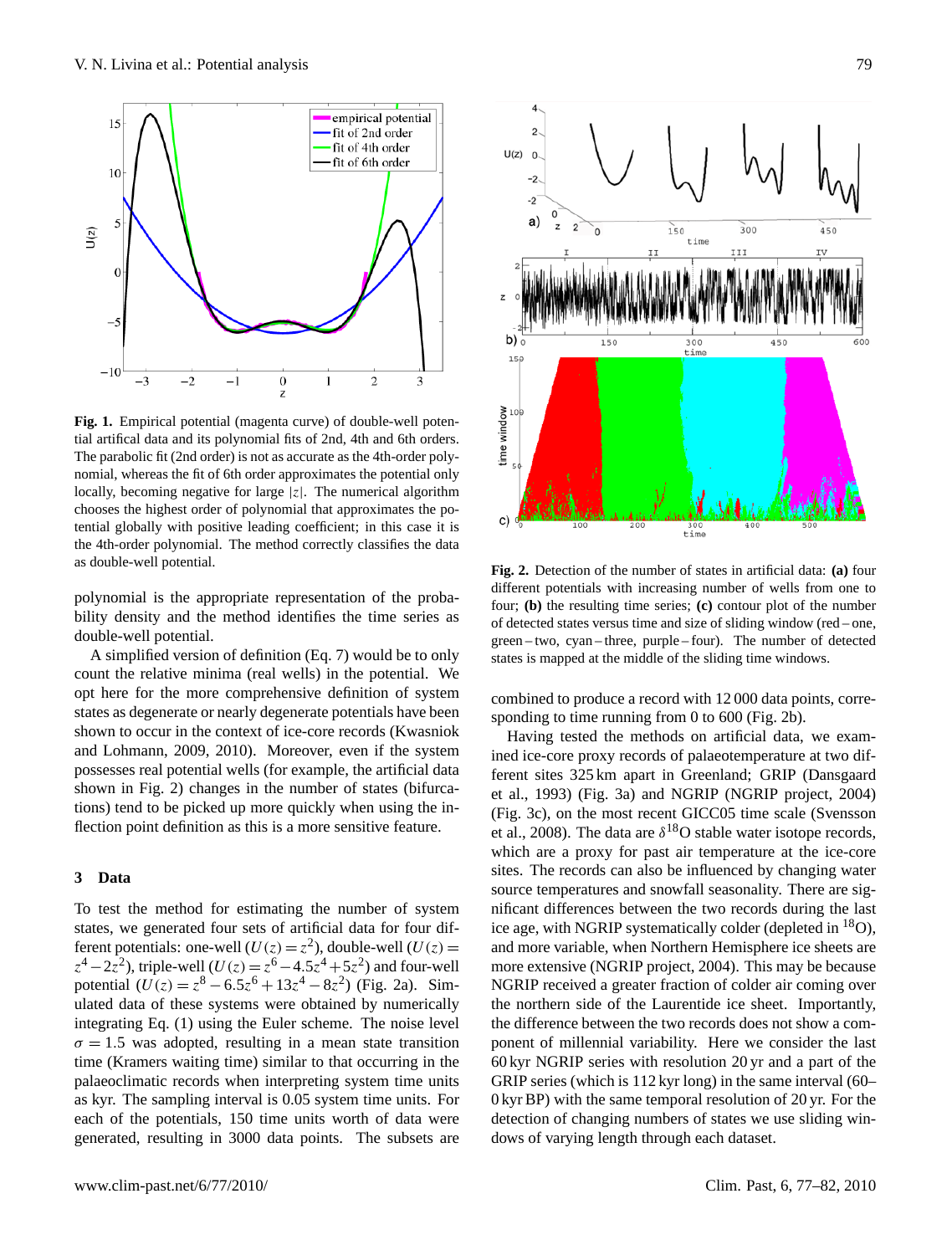**Fig. 1.** Empirical potential (magenta curve) of double-well potential artifical data and its polynomial fits of 2nd, 4th and 6th orders. The parabolic fit (2nd order) is not as accurate as the 4th-order polynomial, whereas the fit of 6th order approximates the potential only locally, becoming negative for large $|z|$. The numerical algorithm chooses the highest order of polynomial that approximates the potential globally with positive leading coefficient; in this case it is the 4th-order polynomial. The method correctly classifies the data as double-well potential.

polynomial is the appropriate representation of the probability density and the method identifies the time series as double-well potential.

A simplified version of definition (Eq. 7) would be to only count the relative minima (real wells) in the potential. We opt here for the more comprehensive definition of system states as degenerate or nearly degenerate potentials have been shown to occur in the context of ice-core records (Kwasniok and Lohmann, 2009, 2010). Moreover, even if the system possesses real potential wells (for example, the artificial data shown in Fig. 2) changes in the number of states (bifurcations) tend to be picked up more quickly when using the inflection point definition as this is a more sensitive feature.

## 3 Data

To test the method for estimating the number of system states, we generated four sets of artificial data for four different potentials: one-well ($U(z)=z^2$), double-well ($U(z)=z^4-2z^2$), triple-well ($U(z)=z^6-4.5z^4+5z^2$) and four-well potential ($U(z)=z^8-6.5z^6+13z^4-8z^2$) (Fig. 2a). Simulated data of these systems were obtained by numerically integrating Eq. (1) using the Euler scheme. The noise level $\sigma=1.5$ was adopted, resulting in a mean state transition time (Kramers waiting time) similar to that occurring in the palaeoclimatic records when interpreting system time units as kyr. The sampling interval is 0.05 system time units. For each of the potentials, 150 time units worth of data were generated, resulting in 3000 data points. The subsets are combined to produce a record with 12 000 data points, corresponding to time running from 0 to 600 (Fig. 2b).

**Fig. 2.** Detection of the number of states in artificial data: **(a)** four different potentials with increasing number of wells from one to four; **(b)** the resulting time series; **(c)** contour plot of the number of detected states versus time and size of sliding window (red – one, green – two, cyan – three, purple – four). The number of detected states is mapped at the middle of the sliding time windows.

Having tested the methods on artificial data, we examined ice-core proxy records of palaeotemperature at two different sites 325 km apart in Greenland; GRIP (Dansgaard et al., 1993) (Fig. 3a) and NGRIP (NGRIP project, 2004) (Fig. 3c), on the most recent GICC05 time scale (Svensson et al., 2008). The data are $\delta^{18}O$ stable water isotope records, which are a proxy for past air temperature at the ice-core sites. The records can also be influenced by changing water source temperatures and snowfall seasonality. There are significant differences between the two records during the last ice age, with NGRIP systematically colder (depleted in $^{18}O$), and more variable, when Northern Hemisphere ice sheets are more extensive (NGRIP project, 2004). This may be because NGRIP received a greater fraction of colder air coming over the northern side of the Laurentide ice sheet. Importantly, the difference between the two records does not show a component of millennial variability. Here we consider the last 60 kyr NGRIP series with resolution 20 yr and a part of the GRIP series (which is 112 kyr long) in the same interval (60–0 kyr BP) with the same temporal resolution of 20 yr. For the detection of changing numbers of states we use sliding windows of varying length through each dataset.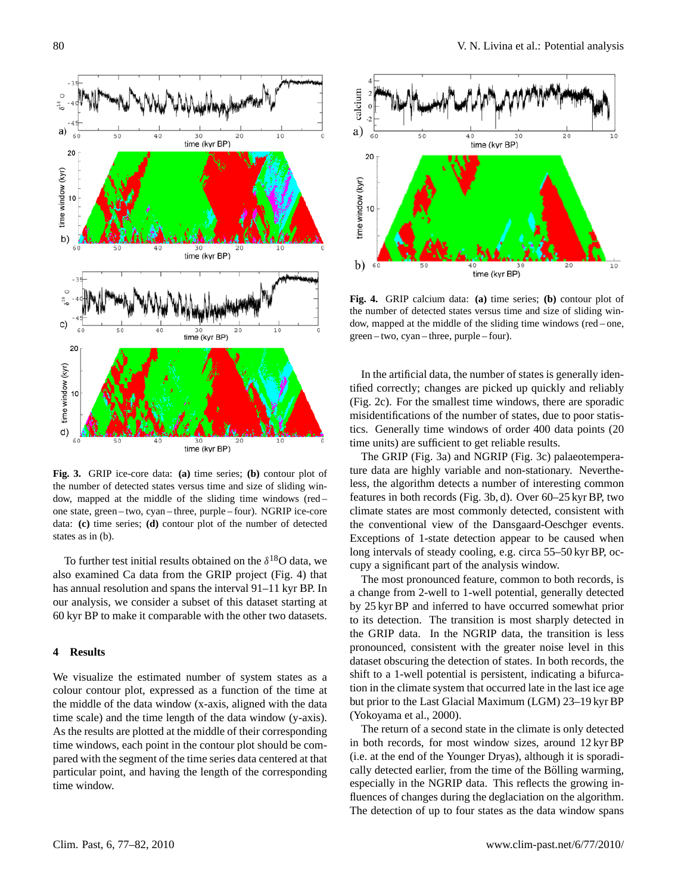**Fig. 3.** GRIP ice-core data: **(a)** time series; **(b)** contour plot of the number of detected states versus time and size of sliding window, mapped at the middle of the sliding time windows (red – one state, green – two, cyan – three, purple – four). NGRIP ice-core data: **(c)** time series; **(d)** contour plot of the number of detected states as in (b).

**Fig. 4.** GRIP calcium data: **(a)** time series; **(b)** contour plot of the number of detected states versus time and size of sliding window, mapped at the middle of the sliding time windows (red – one, green – two, cyan – three, purple – four).

To further test initial results obtained on the $\delta^{18}$O data, we also examined Ca data from the GRIP project (Fig. 4) that has annual resolution and spans the interval 91–11 kyr BP. In our analysis, we consider a subset of this dataset starting at 60 kyr BP to make it comparable with the other two datasets.

## 4 Results

We visualize the estimated number of system states as a colour contour plot, expressed as a function of the time at the middle of the data window (x-axis, aligned with the data time scale) and the time length of the data window (y-axis). As the results are plotted at the middle of their corresponding time windows, each point in the contour plot should be compared with the segment of the time series data centered at that particular point, and having the length of the corresponding time window.

In the artificial data, the number of states is generally identified correctly; changes are picked up quickly and reliably (Fig. 2c). For the smallest time windows, there are sporadic misidentifications of the number of states, due to poor statistics. Generally time windows of order 400 data points (20 time units) are sufficient to get reliable results.

The GRIP (Fig. 3a) and NGRIP (Fig. 3c) palaeotemperature data are highly variable and non-stationary. Nevertheless, the algorithm detects a number of interesting common features in both records (Fig. 3b, d). Over 60–25 kyr BP, two climate states are most commonly detected, consistent with the conventional view of the Dansgaard-Oeschger events. Exceptions of 1-state detection appear to be caused when long intervals of steady cooling, e.g. circa 55–50 kyr BP, occupy a significant part of the analysis window.

The most pronounced feature, common to both records, is a change from 2-well to 1-well potential, generally detected by 25 kyr BP and inferred to have occurred somewhat prior to its detection. The transition is most sharply detected in the GRIP data. In the NGRIP data, the transition is less pronounced, consistent with the greater noise level in this dataset obscuring the detection of states. In both records, the shift to a 1-well potential is persistent, indicating a bifurcation in the climate system that occurred late in the last ice age but prior to the Last Glacial Maximum (LGM) 23–19 kyr BP (Yokoyama et al., 2000).

The return of a second state in the climate is only detected in both records, for most window sizes, around 12 kyr BP (i.e. at the end of the Younger Dryas), although it is sporadically detected earlier, from the time of the Bölling warming, especially in the NGRIP data. This reflects the growing influences of changes during the deglaciation on the algorithm. The detection of up to four states as the data window spans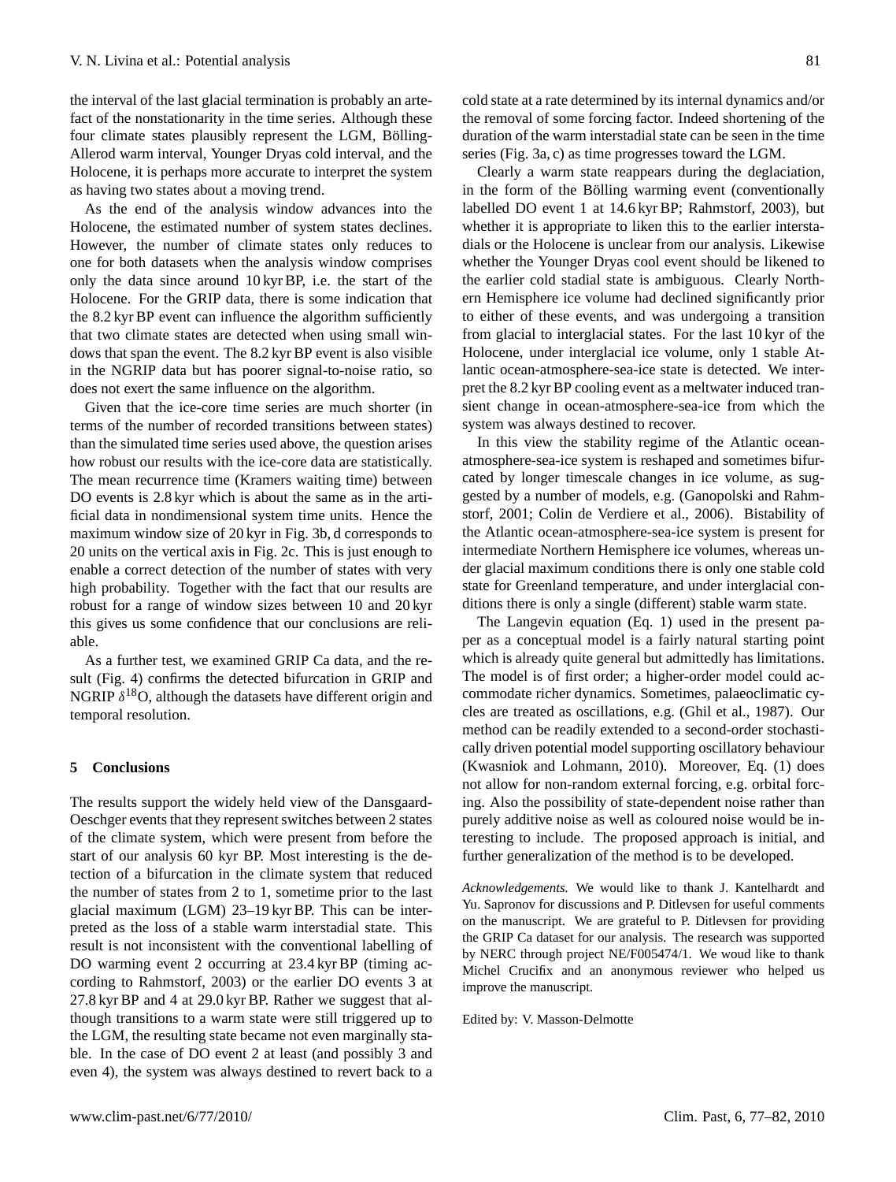the interval of the last glacial termination is probably an artefact of the nonstationarity in the time series. Although these four climate states plausibly represent the LGM, Bölling-Allerod warm interval, Younger Dryas cold interval, and the Holocene, it is perhaps more accurate to interpret the system as having two states about a moving trend.

As the end of the analysis window advances into the Holocene, the estimated number of system states declines. However, the number of climate states only reduces to one for both datasets when the analysis window comprises only the data since around 10 kyr BP, i.e. the start of the Holocene. For the GRIP data, there is some indication that the 8.2 kyr BP event can influence the algorithm sufficiently that two climate states are detected when using small windows that span the event. The 8.2 kyr BP event is also visible in the NGRIP data but has poorer signal-to-noise ratio, so does not exert the same influence on the algorithm.

Given that the ice-core time series are much shorter (in terms of the number of recorded transitions between states) than the simulated time series used above, the question arises how robust our results with the ice-core data are statistically. The mean recurrence time (Kramers waiting time) between DO events is 2.8 kyr which is about the same as in the artificial data in nondimensional system time units. Hence the maximum window size of 20 kyr in Fig. 3b, d corresponds to 20 units on the vertical axis in Fig. 2c. This is just enough to enable a correct detection of the number of states with very high probability. Together with the fact that our results are robust for a range of window sizes between 10 and 20 kyr this gives us some confidence that our conclusions are reliable.

As a further test, we examined GRIP Ca data, and the result (Fig. 4) confirms the detected bifurcation in GRIP and NGRIP $\delta^{18}$O, although the datasets have different origin and temporal resolution.

## 5 Conclusions

The results support the widely held view of the Dansgaard-Oeschger events that they represent switches between 2 states of the climate system, which were present from before the start of our analysis 60 kyr BP. Most interesting is the detection of a bifurcation in the climate system that reduced the number of states from 2 to 1, sometime prior to the last glacial maximum (LGM) 23–19 kyr BP. This can be interpreted as the loss of a stable warm interstadial state. This result is not inconsistent with the conventional labelling of DO warming event 2 occurring at 23.4 kyr BP (timing according to Rahmstorf, 2003) or the earlier DO events 3 at 27.8 kyr BP and 4 at 29.0 kyr BP. Rather we suggest that although transitions to a warm state were still triggered up to the LGM, the resulting state became not even marginally stable. In the case of DO event 2 at least (and possibly 3 and even 4), the system was always destined to revert back to a cold state at a rate determined by its internal dynamics and/or the removal of some forcing factor. Indeed shortening of the duration of the warm interstadial state can be seen in the time series (Fig. 3a, c) as time progresses toward the LGM.

Clearly a warm state reappears during the deglaciation, in the form of the Bölling warming event (conventionally labelled DO event 1 at 14.6 kyr BP; Rahmstorf, 2003), but whether it is appropriate to liken this to the earlier interstadials or the Holocene is unclear from our analysis. Likewise whether the Younger Dryas cool event should be likened to the earlier cold stadial state is ambiguous. Clearly Northern Hemisphere ice volume had declined significantly prior to either of these events, and was undergoing a transition from glacial to interglacial states. For the last 10 kyr of the Holocene, under interglacial ice volume, only 1 stable Atlantic ocean-atmosphere-sea-ice state is detected. We interpret the 8.2 kyr BP cooling event as a meltwater induced transient change in ocean-atmosphere-sea-ice from which the system was always destined to recover.

In this view the stability regime of the Atlantic ocean-atmosphere-sea-ice system is reshaped and sometimes bifurcated by longer timescale changes in ice volume, as suggested by a number of models, e.g. (Ganopolski and Rahmstorf, 2001; Colin de Verdiere et al., 2006). Bistability of the Atlantic ocean-atmosphere-sea-ice system is present for intermediate Northern Hemisphere ice volumes, whereas under glacial maximum conditions there is only one stable cold state for Greenland temperature, and under interglacial conditions there is only a single (different) stable warm state.

The Langevin equation (Eq. 1) used in the present paper as a conceptual model is a fairly natural starting point which is already quite general but admittedly has limitations. The model is of first order; a higher-order model could accommodate richer dynamics. Sometimes, palaeoclimatic cycles are treated as oscillations, e.g. (Ghil et al., 1987). Our method can be readily extended to a second-order stochastically driven potential model supporting oscillatory behaviour (Kwasniok and Lohmann, 2010). Moreover, Eq. (1) does not allow for non-random external forcing, e.g. orbital forcing. Also the possibility of state-dependent noise rather than purely additive noise as well as coloured noise would be interesting to include. The proposed approach is initial, and further generalization of the method is to be developed.

*Acknowledgements.* We would like to thank J. Kantelhardt and Yu. Sapronov for discussions and P. Ditlevsen for useful comments on the manuscript. We are grateful to P. Ditlevsen for providing the GRIP Ca dataset for our analysis. The research was supported by NERC through project NE/F005474/1. We woud like to thank Michel Crucifix and an anonymous reviewer who helped us improve the manuscript.

Edited by: V. Masson-Delmotte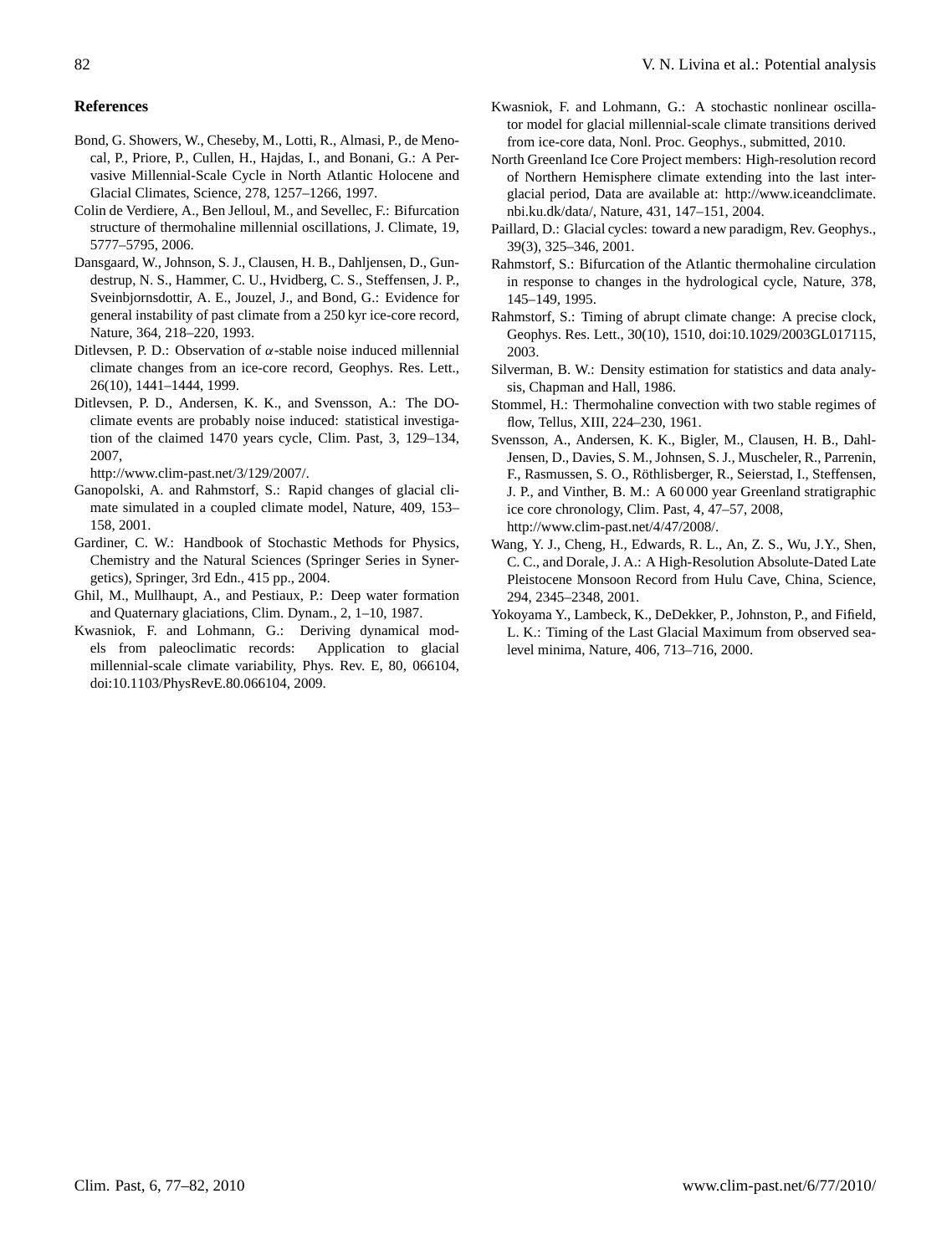## References

Bond, G. Showers, W., Cheseby, M., Lotti, R., Almasi, P., de Menocal, P., Priore, P., Cullen, H., Hajdas, I., and Bonani, G.: A Pervasive Millennial-Scale Cycle in North Atlantic Holocene and Glacial Climates, Science, 278, 1257–1266, 1997.

Colin de Verdiere, A., Ben Jelloul, M., and Sevellec, F.: Bifurcation structure of thermohaline millennial oscillations, J. Climate, 19, 5777–5795, 2006.

Dansgaard, W., Johnson, S. J., Clausen, H. B., Dahljensen, D., Gundestrup, N. S., Hammer, C. U., Hvidberg, C. S., Steffensen, J. P., Sveinbjornsdottir, A. E., Jouzel, J., and Bond, G.: Evidence for general instability of past climate from a 250 kyr ice-core record, Nature, 364, 218–220, 1993.

Ditlevsen, P. D.: Observation of $\alpha$-stable noise induced millennial climate changes from an ice-core record, Geophys. Res. Lett., 26(10), 1441–1444, 1999.

Ditlevsen, P. D., Andersen, K. K., and Svensson, A.: The DO-climate events are probably noise induced: statistical investigation of the claimed 1470 years cycle, Clim. Past, 3, 129–134, 2007, http://www.clim-past.net/3/129/2007/.

Ganopolski, A. and Rahmstorf, S.: Rapid changes of glacial climate simulated in a coupled climate model, Nature, 409, 153–158, 2001.

Gardiner, C. W.: Handbook of Stochastic Methods for Physics, Chemistry and the Natural Sciences (Springer Series in Synergetics), Springer, 3rd Edn., 415 pp., 2004.

Ghil, M., Mullhaupt, A., and Pestiaux, P.: Deep water formation and Quaternary glaciations, Clim. Dynam., 2, 1–10, 1987.

Kwasniok, F. and Lohmann, G.: Deriving dynamical models from paleoclimatic records: Application to glacial millennial-scale climate variability, Phys. Rev. E, 80, 066104, doi:10.1103/PhysRevE.80.066104, 2009.

Kwasniok, F. and Lohmann, G.: A stochastic nonlinear oscillator model for glacial millennial-scale climate transitions derived from ice-core data, Nonl. Proc. Geophys., submitted, 2010.

North Greenland Ice Core Project members: High-resolution record of Northern Hemisphere climate extending into the last interglacial period, Data are available at: http://www.iceandclimate.nbi.ku.dk/data/, Nature, 431, 147–151, 2004.

Paillard, D.: Glacial cycles: toward a new paradigm, Rev. Geophys., 39(3), 325–346, 2001.

Rahmstorf, S.: Bifurcation of the Atlantic thermohaline circulation in response to changes in the hydrological cycle, Nature, 378, 145–149, 1995.

Rahmstorf, S.: Timing of abrupt climate change: A precise clock, Geophys. Res. Lett., 30(10), 1510, doi:10.1029/2003GL017115, 2003.

Silverman, B. W.: Density estimation for statistics and data analysis, Chapman and Hall, 1986.

Stommel, H.: Thermohaline convection with two stable regimes of flow, Tellus, XIII, 224–230, 1961.

Svensson, A., Andersen, K. K., Bigler, M., Clausen, H. B., Dahl-Jensen, D., Davies, S. M., Johnsen, S. J., Muscheler, R., Parrenin, F., Rasmussen, S. O., Röthlisberger, R., Seierstad, I., Steffensen, J. P., and Vinther, B. M.: A 60 000 year Greenland stratigraphic ice core chronology, Clim. Past, 4, 47–57, 2008, http://www.clim-past.net/4/47/2008/.

Wang, Y. J., Cheng, H., Edwards, R. L., An, Z. S., Wu, J.Y., Shen, C. C., and Dorale, J. A.: A High-Resolution Absolute-Dated Late Pleistocene Monsoon Record from Hulu Cave, China, Science, 294, 2345–2348, 2001.

Yokoyama Y., Lambeck, K., DeDekker, P., Johnston, P., and Fifield, L. K.: Timing of the Last Glacial Maximum from observed sea-level minima, Nature, 406, 713–716, 2000.